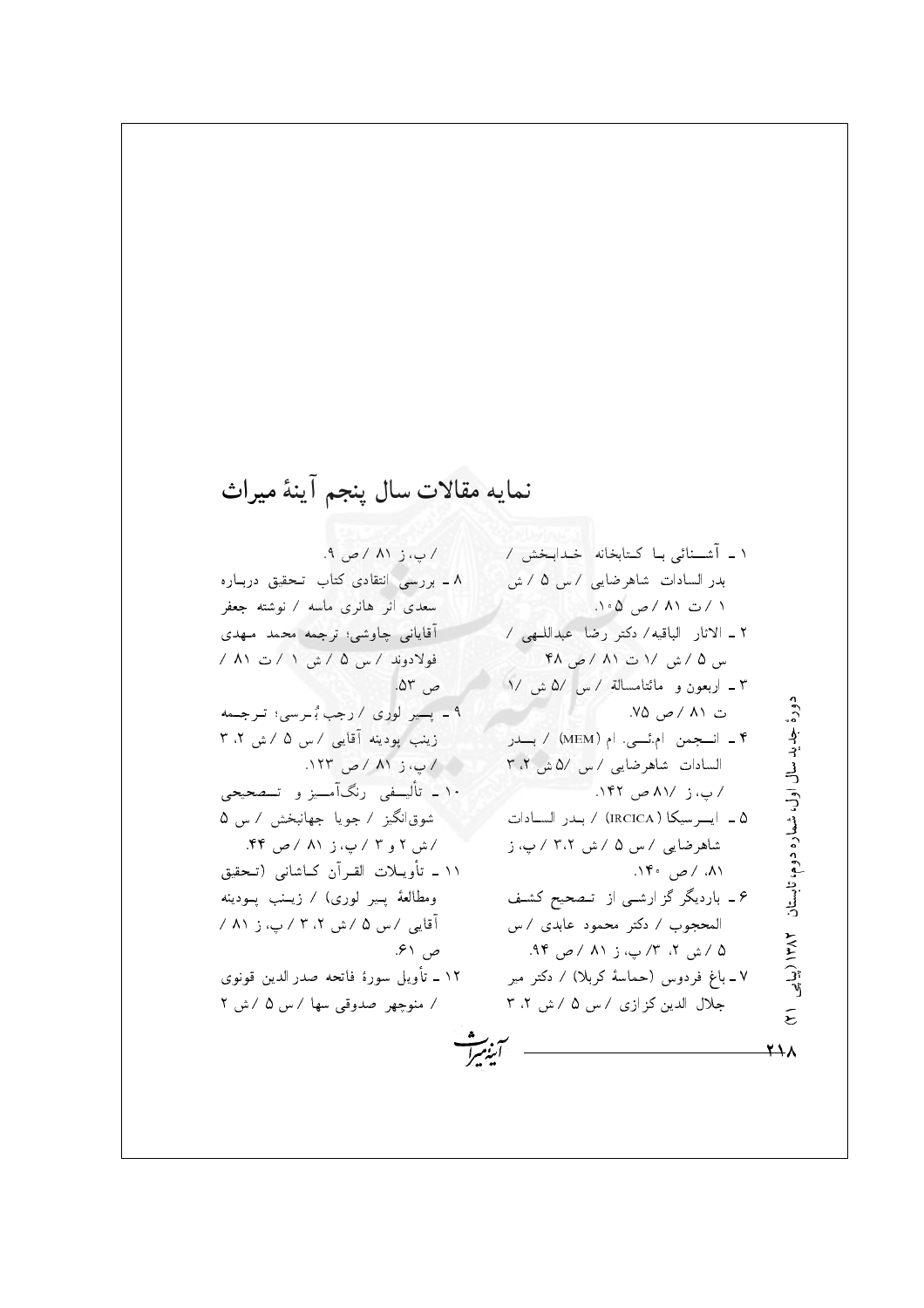## نمایه مقالات سال پنجم آینهٔ میراث

۱ ـ آشنائی با کتابخانه خدابخش / بدر السادات شاهرضایی / س ۵ / ش ۱ / ت ۸۱ / ص ۱۰۵.

۲ ـ الاثار الباقیه/ دکتر رضا عبداللهی / س ۵ / ش ۱/ ت ۸۱ / ص ۴۸

۳ ـ اربعون و مائتامسالة / س ۵/ ش ۱/ ت ۸۱ / ص ۷۵.

۴ ـ انجمن ام.ئی. ام (MEM) / بدر السادات شاهرضایی / س ۵/ ش ۲، ۳ / پ، ز ۸۱/ ص ۱۴۲.

۵ ـ ایرسیکا (IRCICA) / بدر السادات شاهرضایی / س ۵ / ش ۳،۲ / پ، ز ۸۱، / ص ۱۴۰.

۶ ـ باردیگر گزارشی از تصحیح کشف المحجوب / دکتر محمود عابدی / س ۵ / ش ۲، ۳/ پ، ز ۸۱ / ص ۹۴.

۷ ـ باغ فردوس (حماسهٔ کربلا) / دکتر میر جلال الدین کزازی / س ۵ / ش ۲، ۳ / پ، ز ۸۱ / ص ۹.

۸ ـ بررسی انتقادی کتاب تحقیق درباره سعدی اثر هانری ماسه / نوشته جعفر آقایانی چاوشی؛ ترجمه محمد مهدی فولادوند / س ۵ / ش ۱ / ت ۸۱ / ص ۵۳.

۹ ـ پییر لوری / رجب بُرسی؛ ترجمه زینب پودینه آقایی / س ۵ / ش ۲، ۳ / پ، ز ۸۱ / ص ۱۲۳.

۱۰ ـ تألیفی رنگ‌آمیز و تصحیحی شوق‌انگیز / جویا جهانبخش / س ۵ / ش ۲ و ۳ / پ، ز ۸۱ / ص ۴۴.

۱۱ ـ تأویلات القرآن کاشانی (تحقیق ومطالعهٔ پییر لوری) / زینب پودینه آقایی / س ۵ / ش ۲، ۳ / پ، ز ۸۱ / ص ۶۱.

۱۲ ـ تأویل سورهٔ فاتحه صدرالدین قونوی / منوچهر صدوقی سها / س ۵ / ش ۲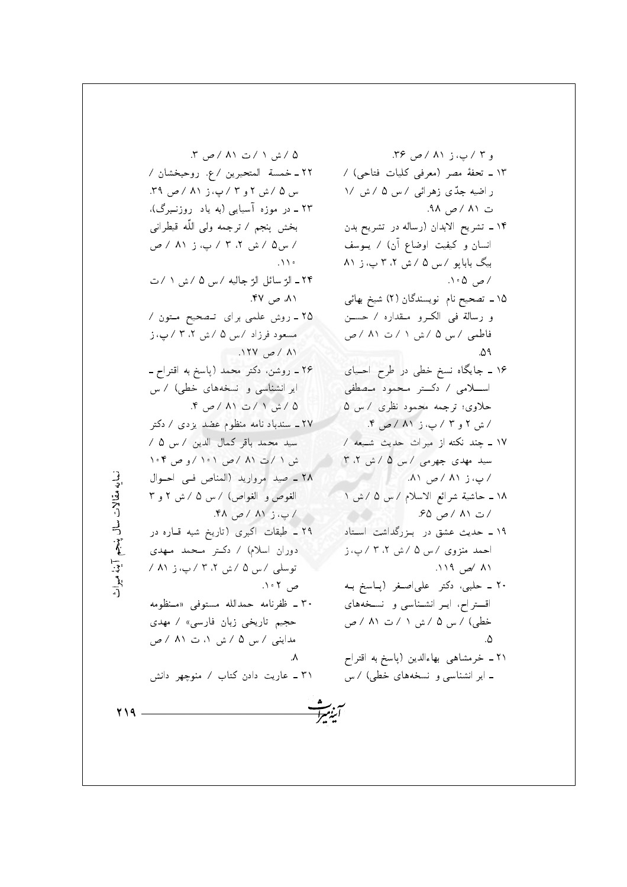و ۳ / پ، ز ۸۱ / ص ۳۶.

۱۳ ـ تحفهٔ مصر (معرفی کلیات فتاحی) / راضیه جدّی زهرائی / س ۵ / ش ۱/ ت ۸۱ / ص ۹۸.

۱۴ ـ تشریح الابدان (رساله در تشریح بدن انسان و کیفیت اوضاع آن) / یوسف بیگ باباپو / س ۵ / ش ۲، ۳ پ، ز ۸۱ / ص ۱۰۵.

۱۵ ـ تصحیح نام نویسندگان (۲) شیخ بهائی و رسالة فی الکرو مقداره / حسن فاطمی / س ۵ / ش ۱ / ت ۸۱ / ص ۵۹.

۱۶ ـ جایگاه نسخ خطی در طرح احیای اسلامی / دکتر محمود مصطفی حلاوی؛ ترجمه محمود نظری / س ۵ / ش ۲ و ۳ / پ، ز ۸۱ / ص ۴.

۱۷ ـ چند نکته از میراث حدیث شیعه / سید مهدی جهرمی / س ۵ / ش ۲، ۳ / پ، ز ۸۱ / ص ۸۱.

۱۸ ـ حاشیة شرائع الاسلام / س ۵ / ش ۱ / ت ۸۱ / ص ۶۵.

۱۹ ـ حدیث عشق در بزرگداشت استاد احمد منزوی / س ۵ / ش ۲، ۳ / پ، ز ۸۱ /ص ۱۱۹.

۲۰ ـ حلبی، دکتر علی‌اصغر (پاسخ به اقتراح، ایرانشناسی و نسخه‌های خطی) / س ۵ / ش ۱ / ت ۸۱ / ص ۵.

۲۱ ـ خرمشاهی بهاءالدین (پاسخ به اقتراح ـ ایرانشناسی و نسخه‌های خطی) / س ۵ / ش ۱ / ت ۸۱ / ص ۳.

۲۲ ـ خمسة المتحیرین / ع. روحبخشان / س ۵ / ش ۲ و ۳ / پ، ز ۸۱ / ص ۳۹.

۲۳ ـ در موزه آسیایی (به یاد روزنبرگ)، بخش پنجم / ترجمه ولی اللّه قیطرانی / س۵ / ش ۲، ۳ / پ، ز ۸۱ / ص ۱۱۰.

۲۴ ـ الرّسائل الرّجالیه / س ۵ / ش ۱ / ت ۸۱، ص ۴۷.

۲۵ ـ روش علمی برای تصحیح متون / مسعود فرزاد / س ۵ / ش ۲، ۳ / پ، ز ۸۱ / ص ۱۲۷.

۲۶ ـ روشن، دکتر محمد (پاسخ به اقتراح ـ ایرانشناسی و نسخه‌های خطی) / س ۵ / ش ۱ / ت ۸۱ / ص ۴.

۲۷ ـ سندباد نامه منظوم عضد یزدی / دکتر سید محمد باقر کمال الدین / س ۵ / ش ۱ / ت ۸۱ / ص ۱۰۱ / و ص ۱۰۴

۲۸ ـ صید مروارید (المناص فی احوال الغوص و الغواص) / س ۵ / ش ۲ و ۳ / پ، ز ۸۱ / ص ۴۸.

۲۹ ـ طبقات اکبری (تاریخ شبه قاره در دوران اسلام) / دکتر محمد مهدی توسلی / س ۵ / ش ۲، ۳ / پ، ز ۸۱ / ص ۱۰۲.

۳۰ ـ ظفرنامه حمدالله مستوفی «منظومه حجیم تاریخی زبان فارسی» / مهدی مداینی / س ۵ / ش ۱، ت ۸۱ / ص ۸.

۳۱ ـ عاریت دادن کتاب / منوچهر دانش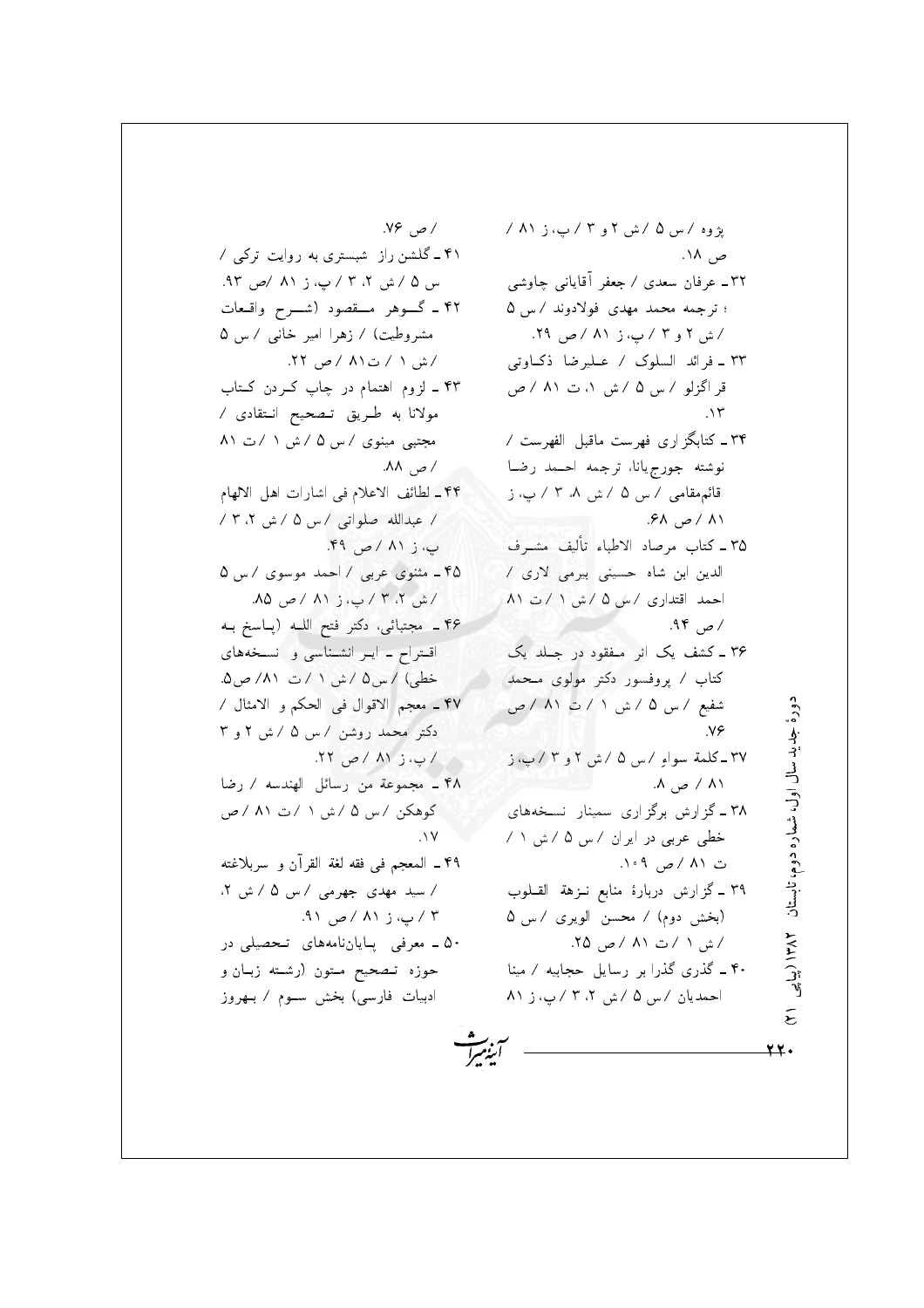پژوه / س ۵ / ش ۲ و ۳ / پ، ز ۸۱ / ص ۱۸.

۳۲ ـ عرفان سعدی / جعفر آقایانی چاوشی ؛ ترجمه محمد مهدی فولادوند / س ۵ / ش ۲ و ۳ / پ، ز ۸۱ / ص ۲۹.

۳۳ ـ فرائد السلوک / علیرضا ذکاوتی قراگزلو / س ۵ / ش ۱، ت ۸۱ / ص ۱۳.

۳۴ ـ کتابگزاری فهرست ماقبل الفهرست / نوشته جورج‌یانا، ترجمه احمد رضا قائم‌مقامی / س ۵ / ش ۸، ۳ / پ، ز ۸۱ / ص ۶۸.

۳۵ ـ کتاب مرصاد الاطباء تألیف مشرف الدین ابن شاه حسینی بیرمی لاری / احمد اقتداری / س ۵ / ش ۱ / ت ۸۱ / ص ۹۴.

۳۶ ـ کشف یک اثر مفقود در جلد یک کتاب / پروفسور دکتر مولوی محمد شفیع / س ۵ / ش ۱ / ت ۸۱ / ص ۷۶.

۳۷ ـ کلمة سواء / س ۵ / ش ۲ و ۳ / پ، ز ۸۱ / ص ۸.

۳۸ ـ گزارش برگزاری سمینار نسخه‌های خطی عربی در ایران / س ۵ / ش ۱ / ت ۸۱ / ص ۱۰۹.

۳۹ ـ گزارش دربارهٔ منابع نزهة القلوب (بخش دوم) / محسن الویری / س ۵ / ش ۱ / ت ۸۱ / ص ۲۵.

۴۰ ـ گذری گذرا بر رسایل حجابیه / مینا احمدیان / س ۵ / ش ۲، ۳ / پ، ز ۸۱ / ص ۷۶.

۴۱ ـ گلشن راز شبستری به روایت ترکی / س ۵ / ش ۲، ۳ / پ، ز ۸۱ / ص ۹۳.

۴۲ ـ گوهر مقصود (شرح واقعات مشروطیت) / زهرا امیر خانی / س ۵ / ش ۱ / ت۸۱ / ص ۲۲.

۴۳ ـ لزوم اهتمام در چاپ کردن کتاب مولانا به طریق تصحیح انتقادی / مجتبی مینوی / س ۵ / ش ۱ / ت ۸۱ / ص ۸۸.

۴۴ ـ لطائف الاعلام فی اشارات اهل الالهام / عبدالله صلواتی / س ۵ / ش ۲، ۳ / پ، ز ۸۱ / ص ۴۹.

۴۵ ـ مثنوی عربی / احمد موسوی / س ۵ / ش ۲، ۳ / پ، ز ۸۱ / ص ۸۵.

۴۶ ـ مجتبائی، دکتر فتح الله (پاسخ به اقتراح ـ ایرانشناسی و نسخه‌های خطی) / س۵ / ش ۱ / ت ۸۱/ ص۵.

۴۷ ـ معجم الاقوال فی الحکم و الامثال / دکتر محمد روشن / س ۵ / ش ۲ و ۳ / پ، ز ۸۱ / ص ۲۲.

۴۸ ـ مجموعة من رسائل الهندسه / رضا کوهکن / س ۵ / ش ۱ / ت ۸۱ / ص ۱۷.

۴۹ ـ المعجم فی فقه لغة القرآن و سربلاغته / سید مهدی جهرمی / س ۵ / ش ۲، ۳ / پ، ز ۸۱ / ص ۹۱.

۵۰ ـ معرفی پایان‌نامه‌های تحصیلی در حوزه تصحیح متون (رشته زبان و ادبیات فارسی) بخش سوم / بهروز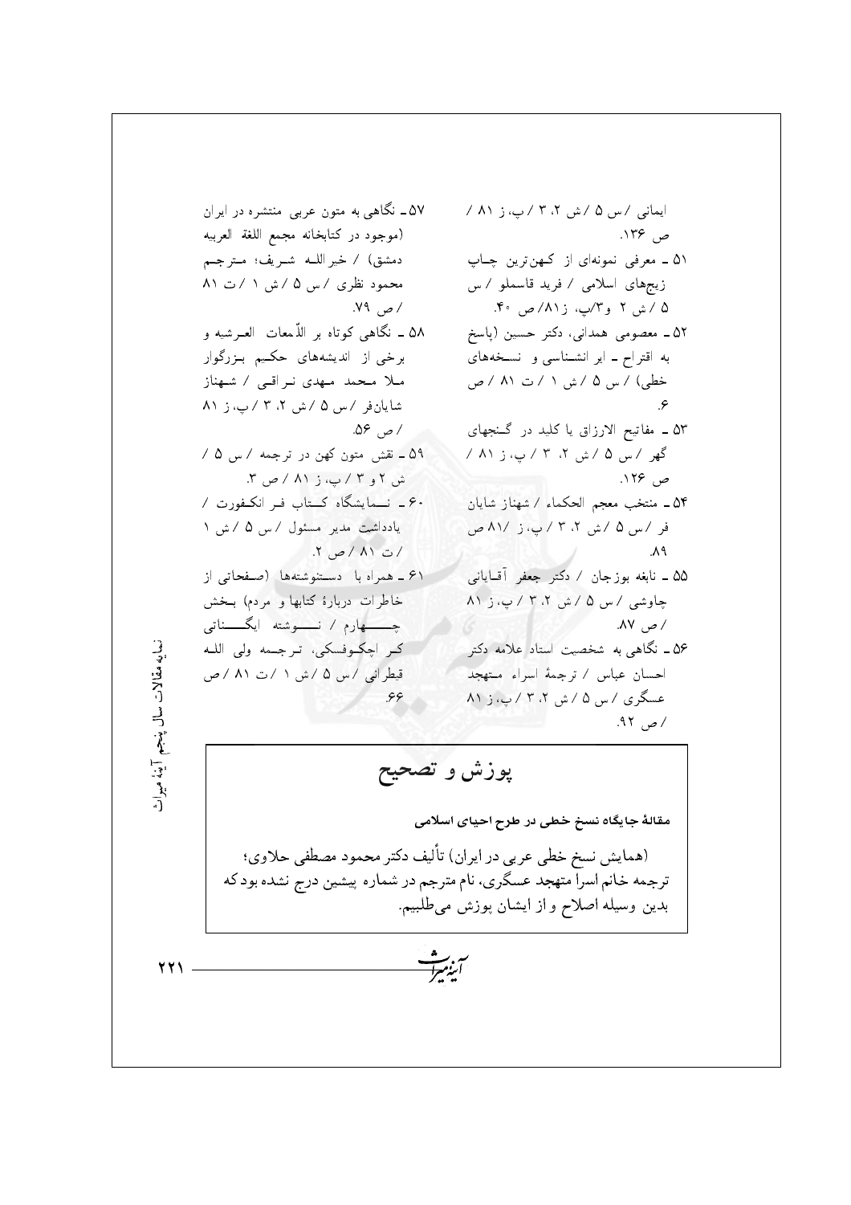ایمانی / س ۵ / ش ۲، ۳ / پ، ز ۸۱ / ص ۱۳۶.

۵۱ ـ معرفی نمونه‌ای از کهن‌ترین چاپ زیج‌های اسلامی / فرید قاسملو / س ۵ / ش ۲ و۳/پ، ز۸۱/ ص ۴۰.

۵۲ ـ معصومی همدانی، دکتر حسین (پاسخ به اقتراح ـ ایرانشناسی و نسخه‌های خطی) / س ۵ / ش ۱ / ت ۸۱ / ص ۶.

۵۳ ـ مفاتیح الارزاق یا کلید در گنجهای گهر / س ۵ / ش ۲، ۳ / پ، ز ۸۱ / ص ۱۲۶.

۵۴ ـ منتخب معجم الحکماء / شهناز شایان فر / س ۵ / ش ۲، ۳ / پ، ز /۸۱ ص ۸۹.

۵۵ ـ نابغه بوزجان / دکتر جعفر آقایانی چاوشی / س ۵ / ش ۲، ۳ / پ، ز ۸۱ / ص ۸۷.

۵۶ ـ نگاهی به شخصیت استاد علامه دکتر احسان عباس / ترجمهٔ اسراء متهجد عسگری / س ۵ / ش ۲، ۳ / پ، ز ۸۱ / ص ۹۲.

۵۷ ـ نگاهی به متون عربی منتشره در ایران (موجود در کتابخانه مجمع اللغة العربیه دمشق) / خیرالله شریف؛ مترجم محمود نظری / س ۵ / ش ۱ / ت ۸۱ / ص ۷۹.

۵۸ ـ نگاهی کوتاه بر اللّمعات العرشیه و برخی از اندیشه‌های حکیم بزرگوار ملا محمد مهدی نراقی / شهناز شایان‌فر / س ۵ / ش ۲، ۳ / پ، ز ۸۱ / ص ۵۶.

۵۹ ـ نقش متون کهن در ترجمه / س ۵ / ش ۲ و ۳ / پ، ز ۸۱ / ص ۳.

۶۰ ـ نمایشگاه کتاب فرانکفورت / یادداشت مدیر مسئول / س ۵ / ش ۱ / ت ۸۱ / ص ۲.

۶۱ ـ همراه با دستنوشته‌ها (صفحاتی از خاطرات دربارهٔ کتابها و مردم) بخش چهارم / نوشته ایگناتی کراچکوفسکی، ترجمه ولی الله قیطرانی / س ۵ / ش ۱ / ت ۸۱ / ص ۶۶.

## پوزش و تصحیح

**مقالهٔ جایگاه نسخ خطی در طرح احیای اسلامی**

(همایش نسخ خطی عربی در ایران) تألیف دکتر محمود مصطفی حلاوی؛ ترجمه خانم اسرا متهجد عسگری، نام مترجم در شماره پیشین درج نشده بود که بدین وسیله اصلاح و از ایشان پوزش می‌طلبیم.